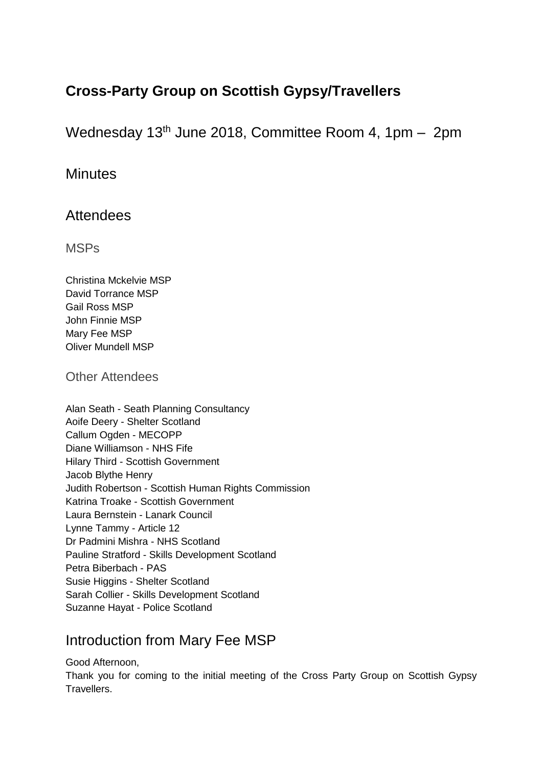# Cross-Party Group on Scottish Gypsy/Travellers

Wednesday 13th June 2018, Committee Room 4, 1pm – 2pm

## Minutes

## Attendees

### MSPs

Christina Mckelvie MSP
David Torrance MSP
Gail Ross MSP
John Finnie MSP
Mary Fee MSP
Oliver Mundell MSP

### Other Attendees

Alan Seath - Seath Planning Consultancy
Aoife Deery - Shelter Scotland
Callum Ogden - MECOPP
Diane Williamson - NHS Fife
Hilary Third - Scottish Government
Jacob Blythe Henry
Judith Robertson - Scottish Human Rights Commission
Katrina Troake - Scottish Government
Laura Bernstein - Lanark Council
Lynne Tammy - Article 12
Dr Padmini Mishra - NHS Scotland
Pauline Stratford - Skills Development Scotland
Petra Biberbach - PAS
Susie Higgins - Shelter Scotland
Sarah Collier - Skills Development Scotland
Suzanne Hayat - Police Scotland

## Introduction from Mary Fee MSP

Good Afternoon,
Thank you for coming to the initial meeting of the Cross Party Group on Scottish Gypsy Travellers.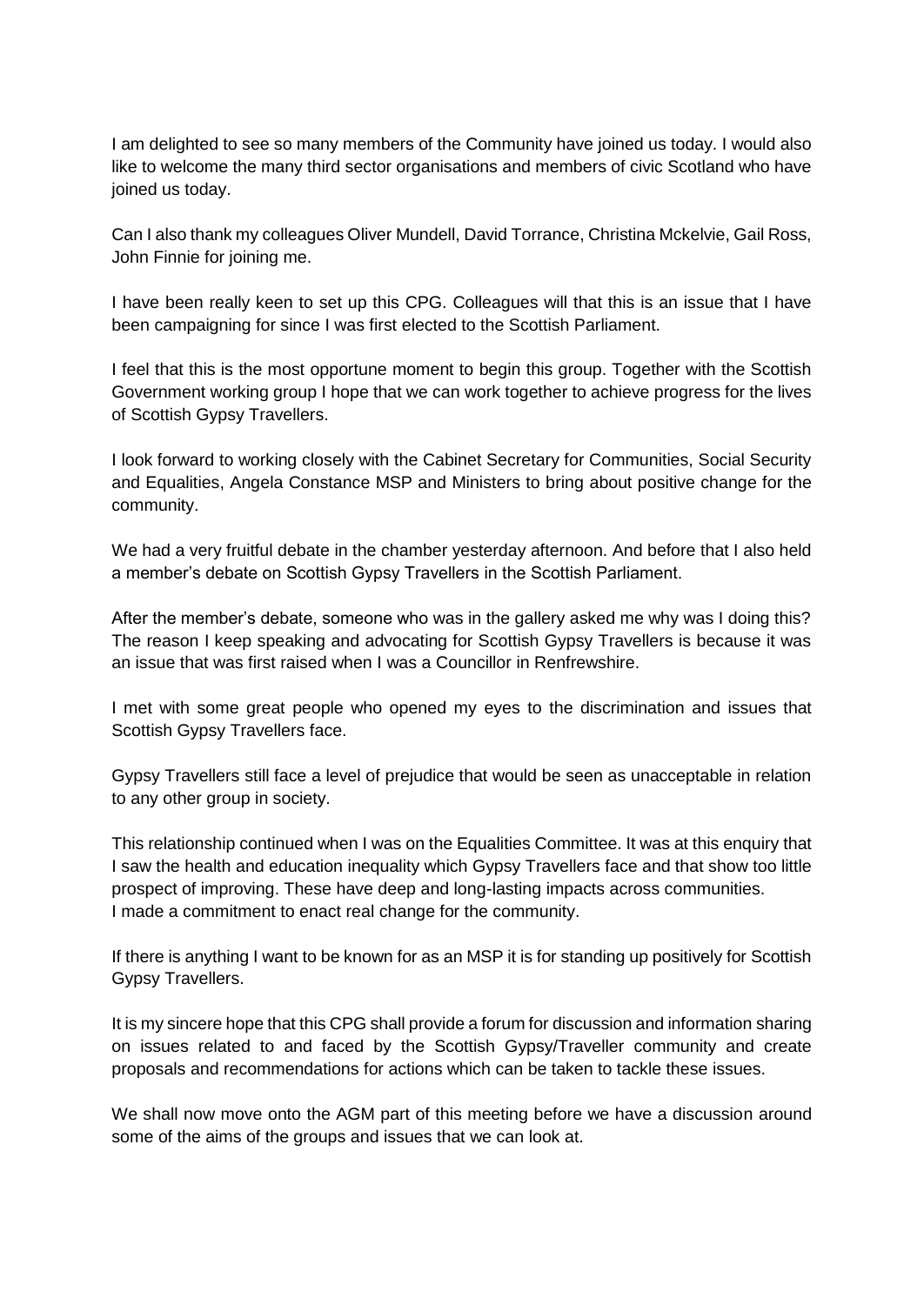I am delighted to see so many members of the Community have joined us today. I would also like to welcome the many third sector organisations and members of civic Scotland who have joined us today.

Can I also thank my colleagues Oliver Mundell, David Torrance, Christina Mckelvie, Gail Ross, John Finnie for joining me.

I have been really keen to set up this CPG. Colleagues will that this is an issue that I have been campaigning for since I was first elected to the Scottish Parliament.

I feel that this is the most opportune moment to begin this group. Together with the Scottish Government working group I hope that we can work together to achieve progress for the lives of Scottish Gypsy Travellers.

I look forward to working closely with the Cabinet Secretary for Communities, Social Security and Equalities, Angela Constance MSP and Ministers to bring about positive change for the community.

We had a very fruitful debate in the chamber yesterday afternoon. And before that I also held a member's debate on Scottish Gypsy Travellers in the Scottish Parliament.

After the member's debate, someone who was in the gallery asked me why was I doing this? The reason I keep speaking and advocating for Scottish Gypsy Travellers is because it was an issue that was first raised when I was a Councillor in Renfrewshire.

I met with some great people who opened my eyes to the discrimination and issues that Scottish Gypsy Travellers face.

Gypsy Travellers still face a level of prejudice that would be seen as unacceptable in relation to any other group in society.

This relationship continued when I was on the Equalities Committee. It was at this enquiry that I saw the health and education inequality which Gypsy Travellers face and that show too little prospect of improving. These have deep and long-lasting impacts across communities.
I made a commitment to enact real change for the community.

If there is anything I want to be known for as an MSP it is for standing up positively for Scottish Gypsy Travellers.

It is my sincere hope that this CPG shall provide a forum for discussion and information sharing on issues related to and faced by the Scottish Gypsy/Traveller community and create proposals and recommendations for actions which can be taken to tackle these issues.

We shall now move onto the AGM part of this meeting before we have a discussion around some of the aims of the groups and issues that we can look at.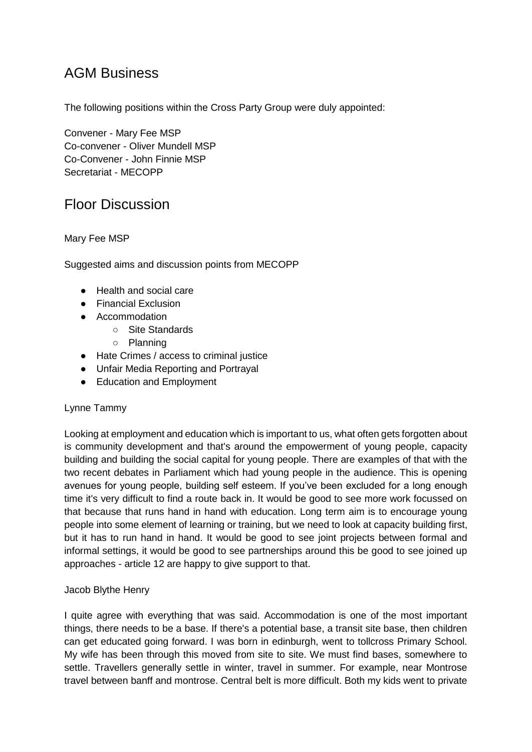## AGM Business

The following positions within the Cross Party Group were duly appointed:

Convener - Mary Fee MSP
Co-convener - Oliver Mundell MSP
Co-Convener - John Finnie MSP
Secretariat - MECOPP

## Floor Discussion

Mary Fee MSP

Suggested aims and discussion points from MECOPP

- Health and social care
- Financial Exclusion
- Accommodation
  - Site Standards
  - Planning
- Hate Crimes / access to criminal justice
- Unfair Media Reporting and Portrayal
- Education and Employment

Lynne Tammy

Looking at employment and education which is important to us, what often gets forgotten about is community development and that's around the empowerment of young people, capacity building and building the social capital for young people. There are examples of that with the two recent debates in Parliament which had young people in the audience. This is opening avenues for young people, building self esteem. If you've been excluded for a long enough time it's very difficult to find a route back in. It would be good to see more work focussed on that because that runs hand in hand with education. Long term aim is to encourage young people into some element of learning or training, but we need to look at capacity building first, but it has to run hand in hand. It would be good to see joint projects between formal and informal settings, it would be good to see partnerships around this be good to see joined up approaches - article 12 are happy to give support to that.

Jacob Blythe Henry

I quite agree with everything that was said. Accommodation is one of the most important things, there needs to be a base. If there's a potential base, a transit site base, then children can get educated going forward. I was born in edinburgh, went to tollcross Primary School. My wife has been through this moved from site to site. We must find bases, somewhere to settle. Travellers generally settle in winter, travel in summer. For example, near Montrose travel between banff and montrose. Central belt is more difficult. Both my kids went to private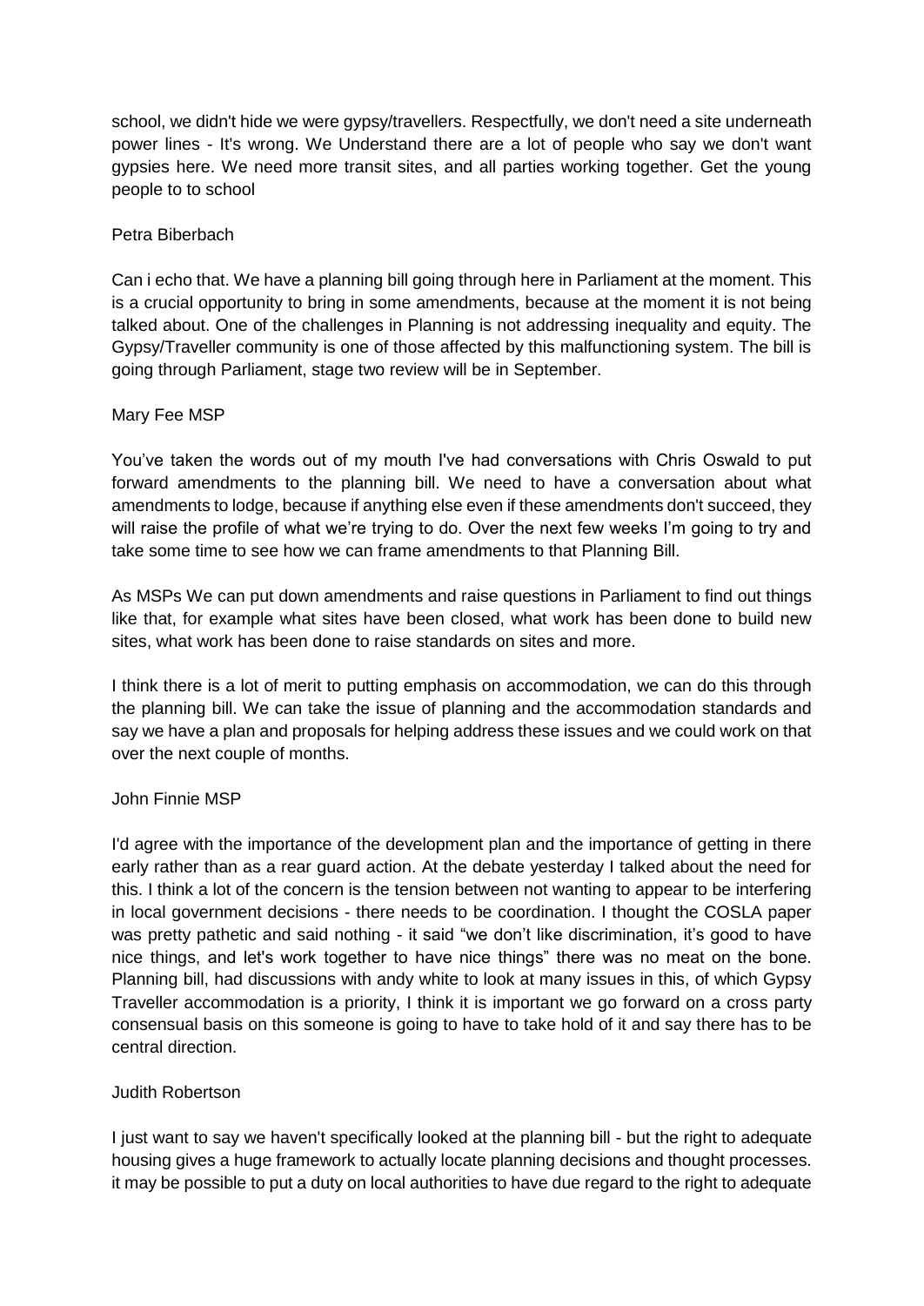school, we didn't hide we were gypsy/travellers. Respectfully, we don't need a site underneath power lines - It's wrong. We Understand there are a lot of people who say we don't want gypsies here. We need more transit sites, and all parties working together. Get the young people to to school

Petra Biberbach

Can i echo that. We have a planning bill going through here in Parliament at the moment. This is a crucial opportunity to bring in some amendments, because at the moment it is not being talked about. One of the challenges in Planning is not addressing inequality and equity. The Gypsy/Traveller community is one of those affected by this malfunctioning system. The bill is going through Parliament, stage two review will be in September.

Mary Fee MSP

You've taken the words out of my mouth I've had conversations with Chris Oswald to put forward amendments to the planning bill. We need to have a conversation about what amendments to lodge, because if anything else even if these amendments don't succeed, they will raise the profile of what we're trying to do. Over the next few weeks I'm going to try and take some time to see how we can frame amendments to that Planning Bill.

As MSPs We can put down amendments and raise questions in Parliament to find out things like that, for example what sites have been closed, what work has been done to build new sites, what work has been done to raise standards on sites and more.

I think there is a lot of merit to putting emphasis on accommodation, we can do this through the planning bill. We can take the issue of planning and the accommodation standards and say we have a plan and proposals for helping address these issues and we could work on that over the next couple of months.

John Finnie MSP

I'd agree with the importance of the development plan and the importance of getting in there early rather than as a rear guard action. At the debate yesterday I talked about the need for this. I think a lot of the concern is the tension between not wanting to appear to be interfering in local government decisions - there needs to be coordination. I thought the COSLA paper was pretty pathetic and said nothing - it said "we don't like discrimination, it's good to have nice things, and let's work together to have nice things" there was no meat on the bone. Planning bill, had discussions with andy white to look at many issues in this, of which Gypsy Traveller accommodation is a priority, I think it is important we go forward on a cross party consensual basis on this someone is going to have to take hold of it and say there has to be central direction.

Judith Robertson

I just want to say we haven't specifically looked at the planning bill - but the right to adequate housing gives a huge framework to actually locate planning decisions and thought processes. it may be possible to put a duty on local authorities to have due regard to the right to adequate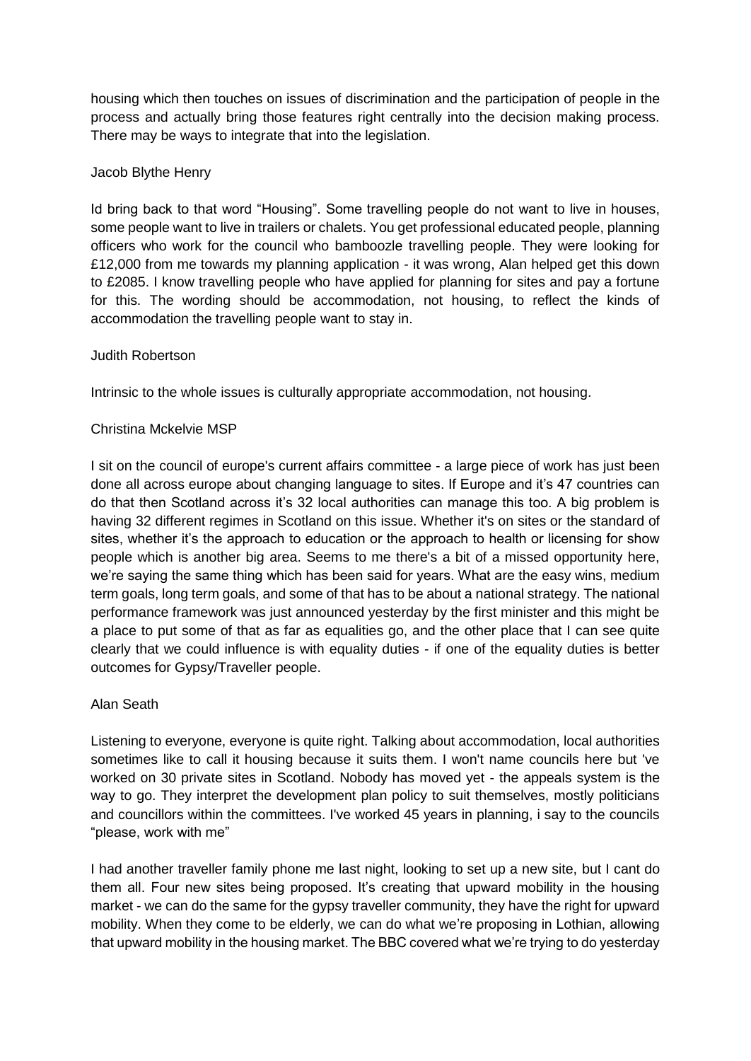housing which then touches on issues of discrimination and the participation of people in the process and actually bring those features right centrally into the decision making process. There may be ways to integrate that into the legislation.

Jacob Blythe Henry

Id bring back to that word "Housing". Some travelling people do not want to live in houses, some people want to live in trailers or chalets. You get professional educated people, planning officers who work for the council who bamboozle travelling people. They were looking for £12,000 from me towards my planning application - it was wrong, Alan helped get this down to £2085. I know travelling people who have applied for planning for sites and pay a fortune for this. The wording should be accommodation, not housing, to reflect the kinds of accommodation the travelling people want to stay in.

Judith Robertson

Intrinsic to the whole issues is culturally appropriate accommodation, not housing.

Christina Mckelvie MSP

I sit on the council of europe's current affairs committee - a large piece of work has just been done all across europe about changing language to sites. If Europe and it's 47 countries can do that then Scotland across it's 32 local authorities can manage this too. A big problem is having 32 different regimes in Scotland on this issue. Whether it's on sites or the standard of sites, whether it's the approach to education or the approach to health or licensing for show people which is another big area. Seems to me there's a bit of a missed opportunity here, we're saying the same thing which has been said for years. What are the easy wins, medium term goals, long term goals, and some of that has to be about a national strategy. The national performance framework was just announced yesterday by the first minister and this might be a place to put some of that as far as equalities go, and the other place that I can see quite clearly that we could influence is with equality duties - if one of the equality duties is better outcomes for Gypsy/Traveller people.

Alan Seath

Listening to everyone, everyone is quite right. Talking about accommodation, local authorities sometimes like to call it housing because it suits them. I won't name councils here but 've worked on 30 private sites in Scotland. Nobody has moved yet - the appeals system is the way to go. They interpret the development plan policy to suit themselves, mostly politicians and councillors within the committees. I've worked 45 years in planning, i say to the councils "please, work with me"

I had another traveller family phone me last night, looking to set up a new site, but I cant do them all. Four new sites being proposed. It's creating that upward mobility in the housing market - we can do the same for the gypsy traveller community, they have the right for upward mobility. When they come to be elderly, we can do what we're proposing in Lothian, allowing that upward mobility in the housing market. The BBC covered what we're trying to do yesterday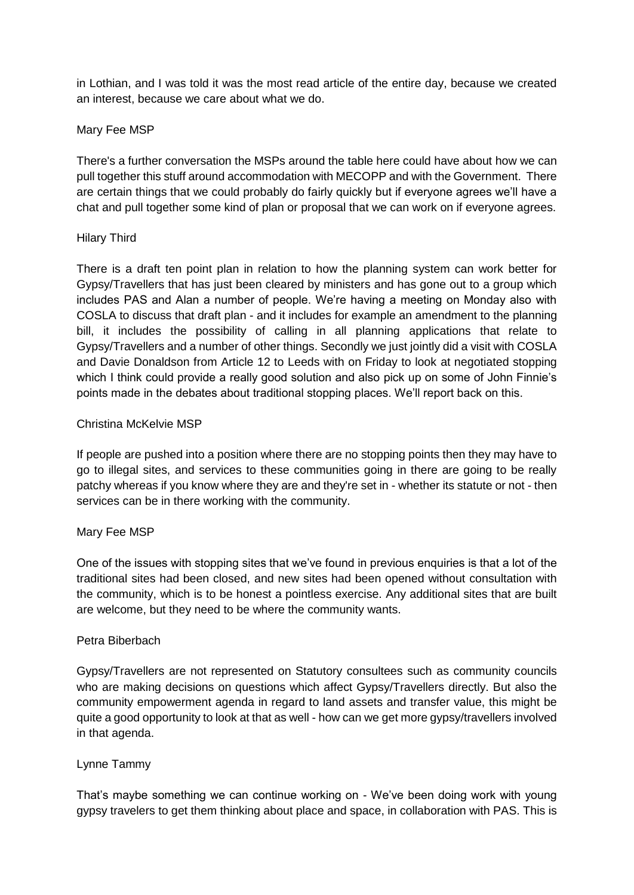in Lothian, and I was told it was the most read article of the entire day, because we created an interest, because we care about what we do.

Mary Fee MSP

There's a further conversation the MSPs around the table here could have about how we can pull together this stuff around accommodation with MECOPP and with the Government. There are certain things that we could probably do fairly quickly but if everyone agrees we'll have a chat and pull together some kind of plan or proposal that we can work on if everyone agrees.

Hilary Third

There is a draft ten point plan in relation to how the planning system can work better for Gypsy/Travellers that has just been cleared by ministers and has gone out to a group which includes PAS and Alan a number of people. We're having a meeting on Monday also with COSLA to discuss that draft plan - and it includes for example an amendment to the planning bill, it includes the possibility of calling in all planning applications that relate to Gypsy/Travellers and a number of other things. Secondly we just jointly did a visit with COSLA and Davie Donaldson from Article 12 to Leeds with on Friday to look at negotiated stopping which I think could provide a really good solution and also pick up on some of John Finnie's points made in the debates about traditional stopping places. We'll report back on this.

Christina McKelvie MSP

If people are pushed into a position where there are no stopping points then they may have to go to illegal sites, and services to these communities going in there are going to be really patchy whereas if you know where they are and they're set in - whether its statute or not - then services can be in there working with the community.

Mary Fee MSP

One of the issues with stopping sites that we've found in previous enquiries is that a lot of the traditional sites had been closed, and new sites had been opened without consultation with the community, which is to be honest a pointless exercise. Any additional sites that are built are welcome, but they need to be where the community wants.

Petra Biberbach

Gypsy/Travellers are not represented on Statutory consultees such as community councils who are making decisions on questions which affect Gypsy/Travellers directly. But also the community empowerment agenda in regard to land assets and transfer value, this might be quite a good opportunity to look at that as well - how can we get more gypsy/travellers involved in that agenda.

Lynne Tammy

That's maybe something we can continue working on - We've been doing work with young gypsy travelers to get them thinking about place and space, in collaboration with PAS. This is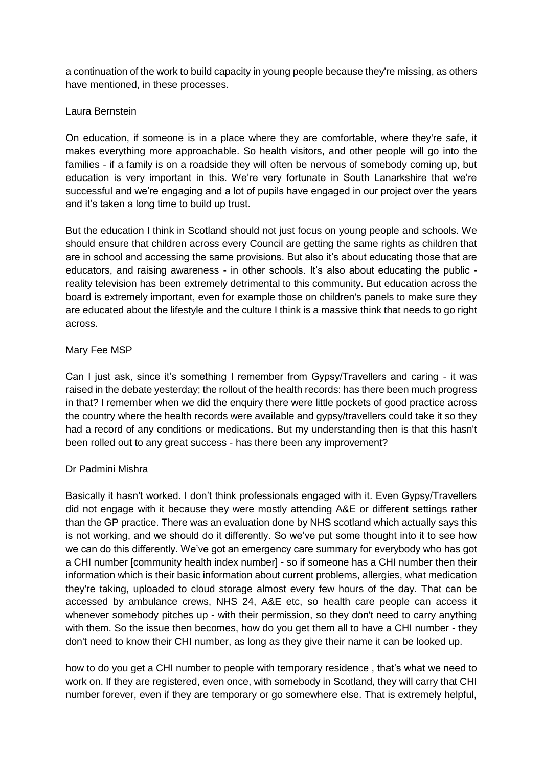a continuation of the work to build capacity in young people because they're missing, as others have mentioned, in these processes.

Laura Bernstein

On education, if someone is in a place where they are comfortable, where they're safe, it makes everything more approachable. So health visitors, and other people will go into the families - if a family is on a roadside they will often be nervous of somebody coming up, but education is very important in this. We're very fortunate in South Lanarkshire that we're successful and we're engaging and a lot of pupils have engaged in our project over the years and it's taken a long time to build up trust.

But the education I think in Scotland should not just focus on young people and schools. We should ensure that children across every Council are getting the same rights as children that are in school and accessing the same provisions. But also it's about educating those that are educators, and raising awareness - in other schools. It's also about educating the public - reality television has been extremely detrimental to this community. But education across the board is extremely important, even for example those on children's panels to make sure they are educated about the lifestyle and the culture I think is a massive think that needs to go right across.

Mary Fee MSP

Can I just ask, since it's something I remember from Gypsy/Travellers and caring - it was raised in the debate yesterday; the rollout of the health records: has there been much progress in that? I remember when we did the enquiry there were little pockets of good practice across the country where the health records were available and gypsy/travellers could take it so they had a record of any conditions or medications. But my understanding then is that this hasn't been rolled out to any great success - has there been any improvement?

Dr Padmini Mishra

Basically it hasn't worked. I don't think professionals engaged with it. Even Gypsy/Travellers did not engage with it because they were mostly attending A&E or different settings rather than the GP practice. There was an evaluation done by NHS scotland which actually says this is not working, and we should do it differently. So we've put some thought into it to see how we can do this differently. We've got an emergency care summary for everybody who has got a CHI number [community health index number] - so if someone has a CHI number then their information which is their basic information about current problems, allergies, what medication they're taking, uploaded to cloud storage almost every few hours of the day. That can be accessed by ambulance crews, NHS 24, A&E etc, so health care people can access it whenever somebody pitches up - with their permission, so they don't need to carry anything with them. So the issue then becomes, how do you get them all to have a CHI number - they don't need to know their CHI number, as long as they give their name it can be looked up.

how to do you get a CHI number to people with temporary residence , that's what we need to work on. If they are registered, even once, with somebody in Scotland, they will carry that CHI number forever, even if they are temporary or go somewhere else. That is extremely helpful,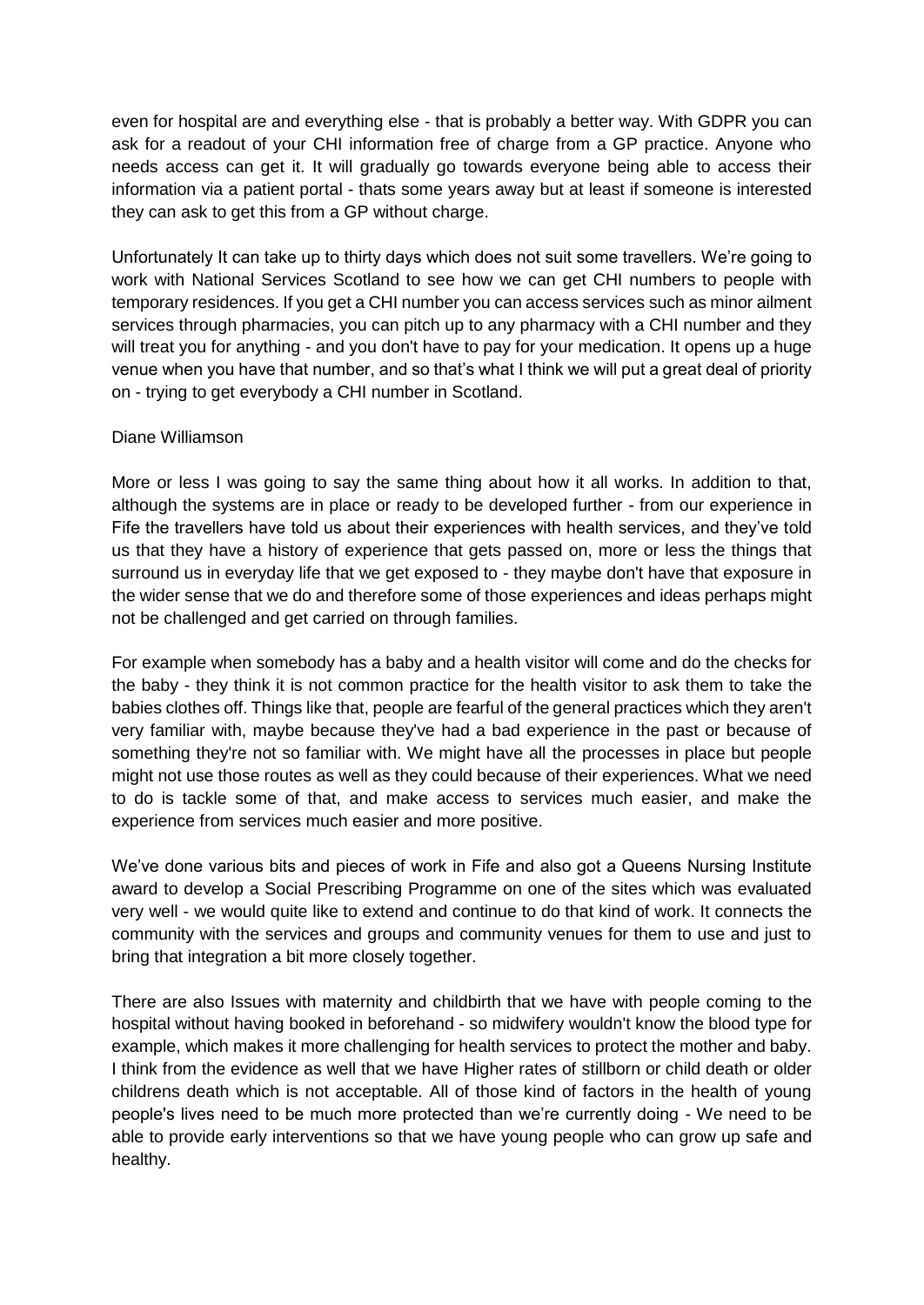even for hospital are and everything else - that is probably a better way. With GDPR you can ask for a readout of your CHI information free of charge from a GP practice. Anyone who needs access can get it. It will gradually go towards everyone being able to access their information via a patient portal - thats some years away but at least if someone is interested they can ask to get this from a GP without charge.

Unfortunately It can take up to thirty days which does not suit some travellers. We're going to work with National Services Scotland to see how we can get CHI numbers to people with temporary residences. If you get a CHI number you can access services such as minor ailment services through pharmacies, you can pitch up to any pharmacy with a CHI number and they will treat you for anything - and you don't have to pay for your medication. It opens up a huge venue when you have that number, and so that's what I think we will put a great deal of priority on - trying to get everybody a CHI number in Scotland.

Diane Williamson

More or less I was going to say the same thing about how it all works. In addition to that, although the systems are in place or ready to be developed further - from our experience in Fife the travellers have told us about their experiences with health services, and they've told us that they have a history of experience that gets passed on, more or less the things that surround us in everyday life that we get exposed to - they maybe don't have that exposure in the wider sense that we do and therefore some of those experiences and ideas perhaps might not be challenged and get carried on through families.

For example when somebody has a baby and a health visitor will come and do the checks for the baby - they think it is not common practice for the health visitor to ask them to take the babies clothes off. Things like that, people are fearful of the general practices which they aren't very familiar with, maybe because they've had a bad experience in the past or because of something they're not so familiar with. We might have all the processes in place but people might not use those routes as well as they could because of their experiences. What we need to do is tackle some of that, and make access to services much easier, and make the experience from services much easier and more positive.

We've done various bits and pieces of work in Fife and also got a Queens Nursing Institute award to develop a Social Prescribing Programme on one of the sites which was evaluated very well - we would quite like to extend and continue to do that kind of work. It connects the community with the services and groups and community venues for them to use and just to bring that integration a bit more closely together.

There are also Issues with maternity and childbirth that we have with people coming to the hospital without having booked in beforehand - so midwifery wouldn't know the blood type for example, which makes it more challenging for health services to protect the mother and baby. I think from the evidence as well that we have Higher rates of stillborn or child death or older childrens death which is not acceptable. All of those kind of factors in the health of young people's lives need to be much more protected than we're currently doing - We need to be able to provide early interventions so that we have young people who can grow up safe and healthy.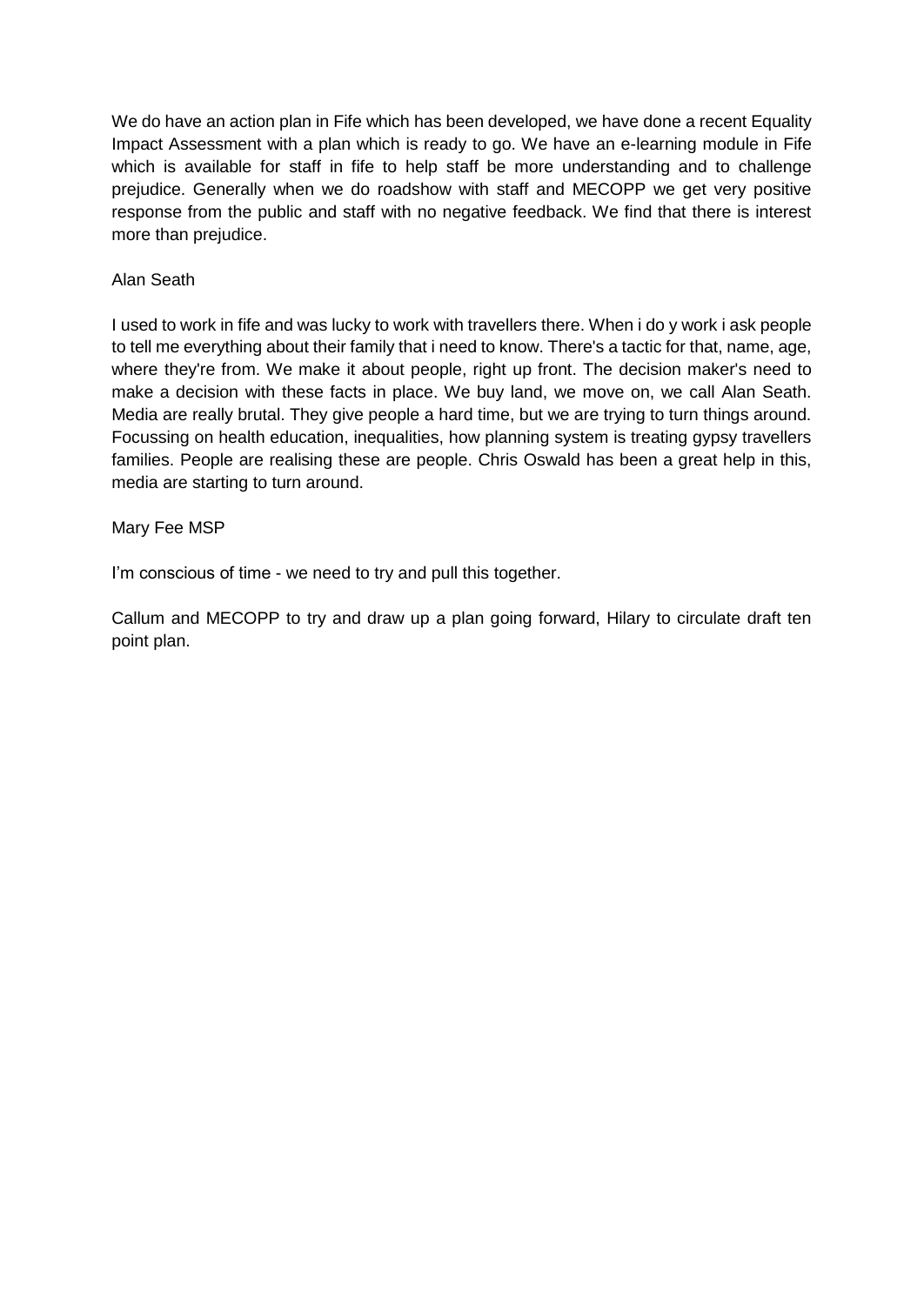We do have an action plan in Fife which has been developed, we have done a recent Equality Impact Assessment with a plan which is ready to go. We have an e-learning module in Fife which is available for staff in fife to help staff be more understanding and to challenge prejudice. Generally when we do roadshow with staff and MECOPP we get very positive response from the public and staff with no negative feedback. We find that there is interest more than prejudice.

Alan Seath

I used to work in fife and was lucky to work with travellers there. When i do y work i ask people to tell me everything about their family that i need to know. There's a tactic for that, name, age, where they're from. We make it about people, right up front. The decision maker's need to make a decision with these facts in place. We buy land, we move on, we call Alan Seath. Media are really brutal. They give people a hard time, but we are trying to turn things around. Focussing on health education, inequalities, how planning system is treating gypsy travellers families. People are realising these are people. Chris Oswald has been a great help in this, media are starting to turn around.

Mary Fee MSP

I'm conscious of time - we need to try and pull this together.

Callum and MECOPP to try and draw up a plan going forward, Hilary to circulate draft ten point plan.